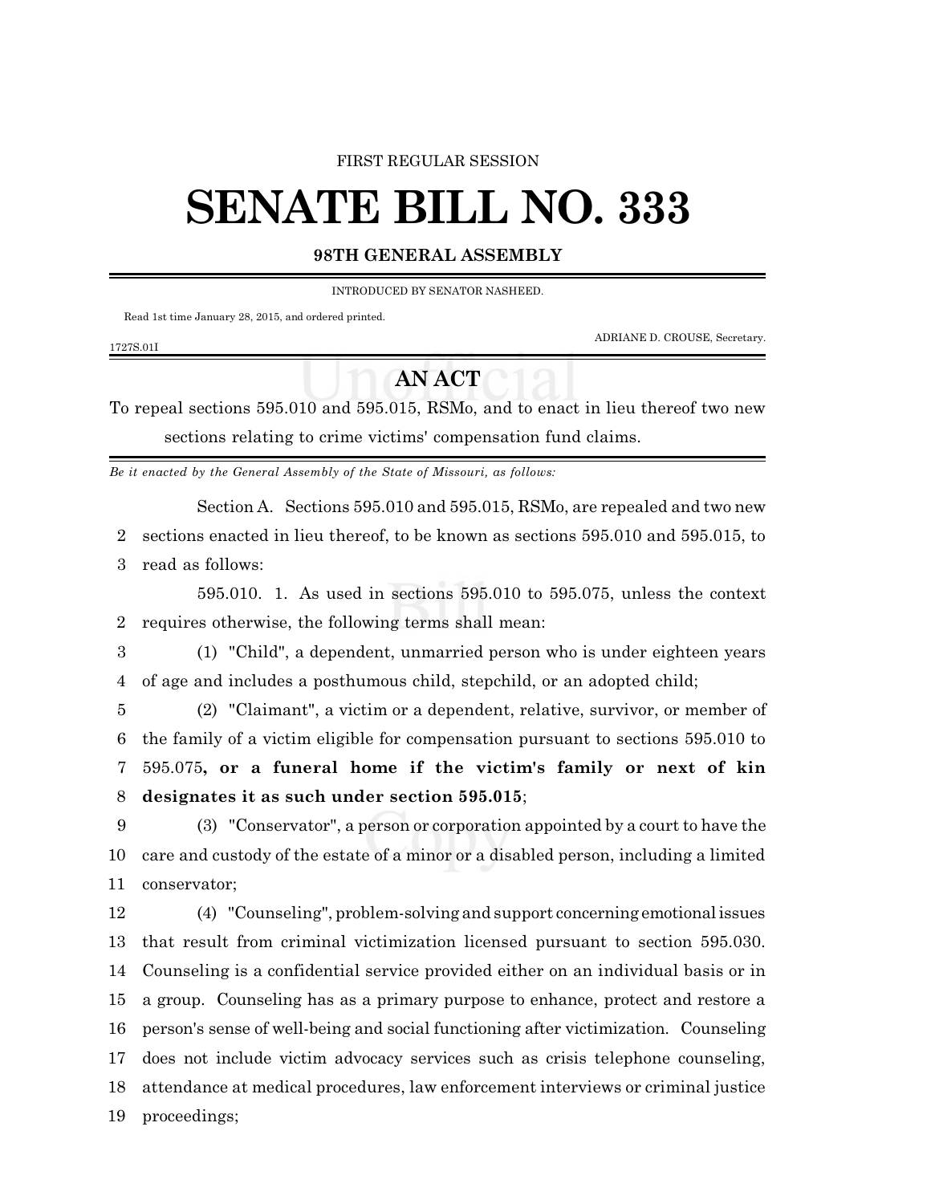FIRST REGULAR SESSION

# SENATE BILL NO. 333

**98TH GENERAL ASSEMBLY**

INTRODUCED BY SENATOR NASHEED.

Read 1st time January 28, 2015, and ordered printed.

ADRIANE D. CROUSE, Secretary.

1727S.01I

## AN ACT

To repeal sections 595.010 and 595.015, RSMo, and to enact in lieu thereof two new sections relating to crime victims' compensation fund claims.

*Be it enacted by the General Assembly of the State of Missouri, as follows:*

Section A. Sections 595.010 and 595.015, RSMo, are repealed and two new sections enacted in lieu thereof, to be known as sections 595.010 and 595.015, to read as follows:

595.010. 1. As used in sections 595.010 to 595.075, unless the context requires otherwise, the following terms shall mean:

(1) "Child", a dependent, unmarried person who is under eighteen years of age and includes a posthumous child, stepchild, or an adopted child;

(2) "Claimant", a victim or a dependent, relative, survivor, or member of the family of a victim eligible for compensation pursuant to sections 595.010 to 595.075**, or a funeral home if the victim's family or next of kin designates it as such under section 595.015**;

(3) "Conservator", a person or corporation appointed by a court to have the care and custody of the estate of a minor or a disabled person, including a limited conservator;

(4) "Counseling", problem-solving and support concerning emotional issues that result from criminal victimization licensed pursuant to section 595.030. Counseling is a confidential service provided either on an individual basis or in a group. Counseling has as a primary purpose to enhance, protect and restore a person's sense of well-being and social functioning after victimization. Counseling does not include victim advocacy services such as crisis telephone counseling, attendance at medical procedures, law enforcement interviews or criminal justice proceedings;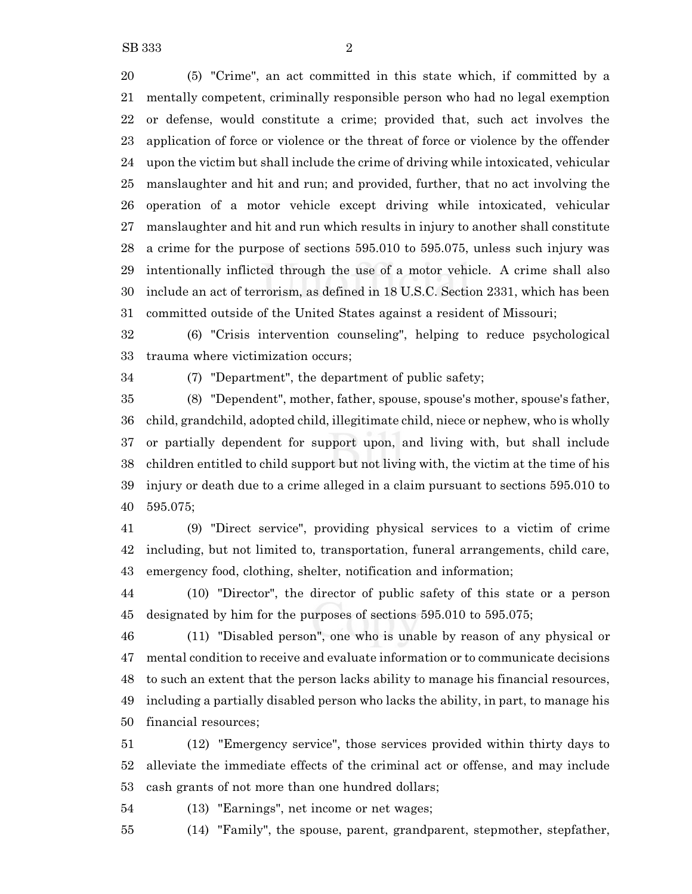(5) "Crime", an act committed in this state which, if committed by a mentally competent, criminally responsible person who had no legal exemption or defense, would constitute a crime; provided that, such act involves the application of force or violence or the threat of force or violence by the offender upon the victim but shall include the crime of driving while intoxicated, vehicular manslaughter and hit and run; and provided, further, that no act involving the operation of a motor vehicle except driving while intoxicated, vehicular manslaughter and hit and run which results in injury to another shall constitute a crime for the purpose of sections 595.010 to 595.075, unless such injury was intentionally inflicted through the use of a motor vehicle. A crime shall also include an act of terrorism, as defined in 18 U.S.C. Section 2331, which has been committed outside of the United States against a resident of Missouri;

(6) "Crisis intervention counseling", helping to reduce psychological trauma where victimization occurs;

(7) "Department", the department of public safety;

(8) "Dependent", mother, father, spouse, spouse's mother, spouse's father, child, grandchild, adopted child, illegitimate child, niece or nephew, who is wholly or partially dependent for support upon, and living with, but shall include children entitled to child support but not living with, the victim at the time of his injury or death due to a crime alleged in a claim pursuant to sections 595.010 to 595.075;

(9) "Direct service", providing physical services to a victim of crime including, but not limited to, transportation, funeral arrangements, child care, emergency food, clothing, shelter, notification and information;

(10) "Director", the director of public safety of this state or a person designated by him for the purposes of sections 595.010 to 595.075;

(11) "Disabled person", one who is unable by reason of any physical or mental condition to receive and evaluate information or to communicate decisions to such an extent that the person lacks ability to manage his financial resources, including a partially disabled person who lacks the ability, in part, to manage his financial resources;

(12) "Emergency service", those services provided within thirty days to alleviate the immediate effects of the criminal act or offense, and may include cash grants of not more than one hundred dollars;

(13) "Earnings", net income or net wages;

(14) "Family", the spouse, parent, grandparent, stepmother, stepfather,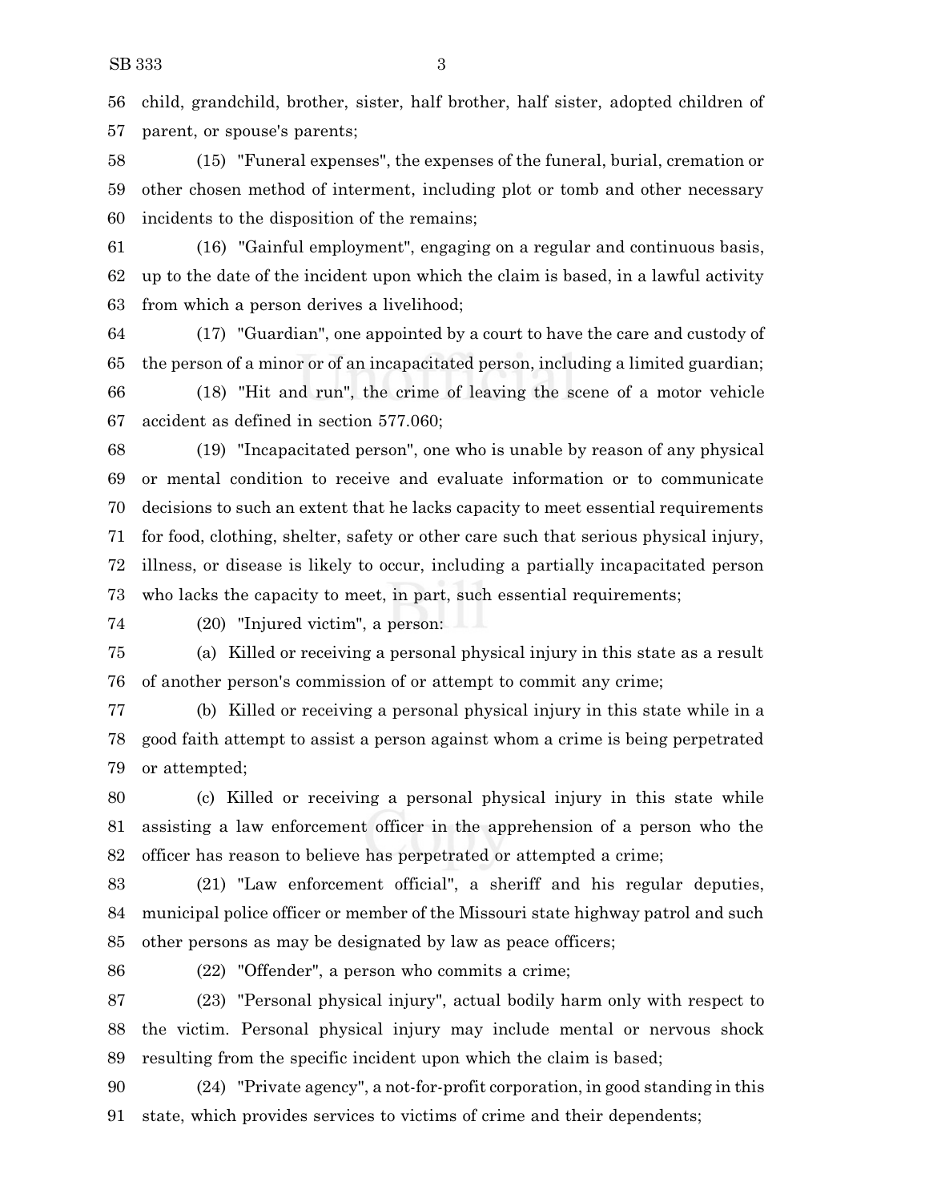child, grandchild, brother, sister, half brother, half sister, adopted children of parent, or spouse's parents;

(15) "Funeral expenses", the expenses of the funeral, burial, cremation or other chosen method of interment, including plot or tomb and other necessary incidents to the disposition of the remains;

(16) "Gainful employment", engaging on a regular and continuous basis, up to the date of the incident upon which the claim is based, in a lawful activity from which a person derives a livelihood;

(17) "Guardian", one appointed by a court to have the care and custody of the person of a minor or of an incapacitated person, including a limited guardian;

(18) "Hit and run", the crime of leaving the scene of a motor vehicle accident as defined in section 577.060;

(19) "Incapacitated person", one who is unable by reason of any physical or mental condition to receive and evaluate information or to communicate decisions to such an extent that he lacks capacity to meet essential requirements for food, clothing, shelter, safety or other care such that serious physical injury, illness, or disease is likely to occur, including a partially incapacitated person who lacks the capacity to meet, in part, such essential requirements;

(20) "Injured victim", a person:

(a) Killed or receiving a personal physical injury in this state as a result of another person's commission of or attempt to commit any crime;

(b) Killed or receiving a personal physical injury in this state while in a good faith attempt to assist a person against whom a crime is being perpetrated or attempted;

(c) Killed or receiving a personal physical injury in this state while assisting a law enforcement officer in the apprehension of a person who the officer has reason to believe has perpetrated or attempted a crime;

(21) "Law enforcement official", a sheriff and his regular deputies, municipal police officer or member of the Missouri state highway patrol and such other persons as may be designated by law as peace officers;

(22) "Offender", a person who commits a crime;

(23) "Personal physical injury", actual bodily harm only with respect to the victim. Personal physical injury may include mental or nervous shock resulting from the specific incident upon which the claim is based;

(24) "Private agency", a not-for-profit corporation, in good standing in this state, which provides services to victims of crime and their dependents;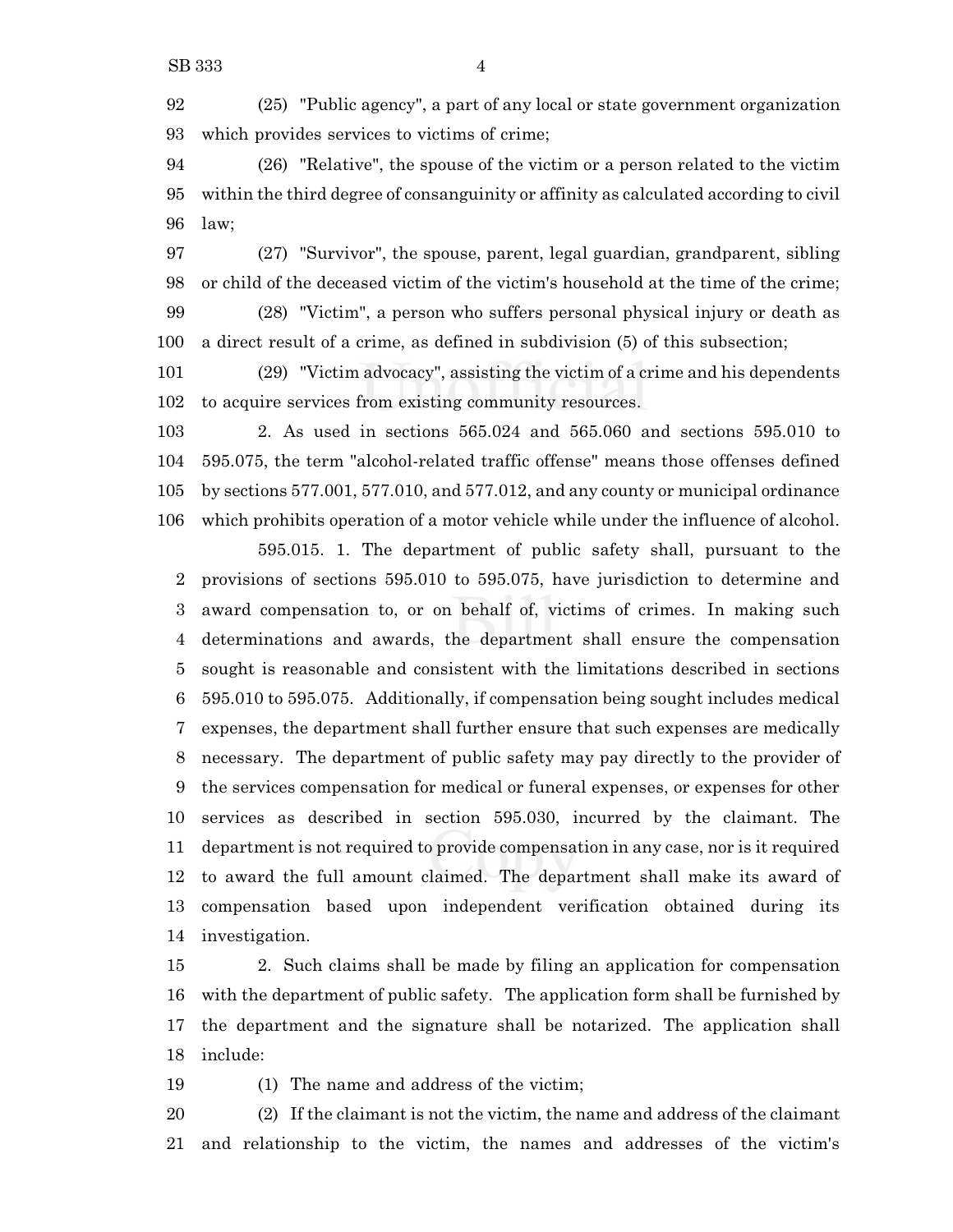(25) "Public agency", a part of any local or state government organization which provides services to victims of crime;

(26) "Relative", the spouse of the victim or a person related to the victim within the third degree of consanguinity or affinity as calculated according to civil law;

(27) "Survivor", the spouse, parent, legal guardian, grandparent, sibling or child of the deceased victim of the victim's household at the time of the crime;

(28) "Victim", a person who suffers personal physical injury or death as a direct result of a crime, as defined in subdivision (5) of this subsection;

(29) "Victim advocacy", assisting the victim of a crime and his dependents to acquire services from existing community resources.

2. As used in sections 565.024 and 565.060 and sections 595.010 to 595.075, the term "alcohol-related traffic offense" means those offenses defined by sections 577.001, 577.010, and 577.012, and any county or municipal ordinance which prohibits operation of a motor vehicle while under the influence of alcohol.

595.015. 1. The department of public safety shall, pursuant to the provisions of sections 595.010 to 595.075, have jurisdiction to determine and award compensation to, or on behalf of, victims of crimes. In making such determinations and awards, the department shall ensure the compensation sought is reasonable and consistent with the limitations described in sections 595.010 to 595.075. Additionally, if compensation being sought includes medical expenses, the department shall further ensure that such expenses are medically necessary. The department of public safety may pay directly to the provider of the services compensation for medical or funeral expenses, or expenses for other services as described in section 595.030, incurred by the claimant. The department is not required to provide compensation in any case, nor is it required to award the full amount claimed. The department shall make its award of compensation based upon independent verification obtained during its investigation.

2. Such claims shall be made by filing an application for compensation with the department of public safety. The application form shall be furnished by the department and the signature shall be notarized. The application shall include:

(1) The name and address of the victim;

(2) If the claimant is not the victim, the name and address of the claimant and relationship to the victim, the names and addresses of the victim's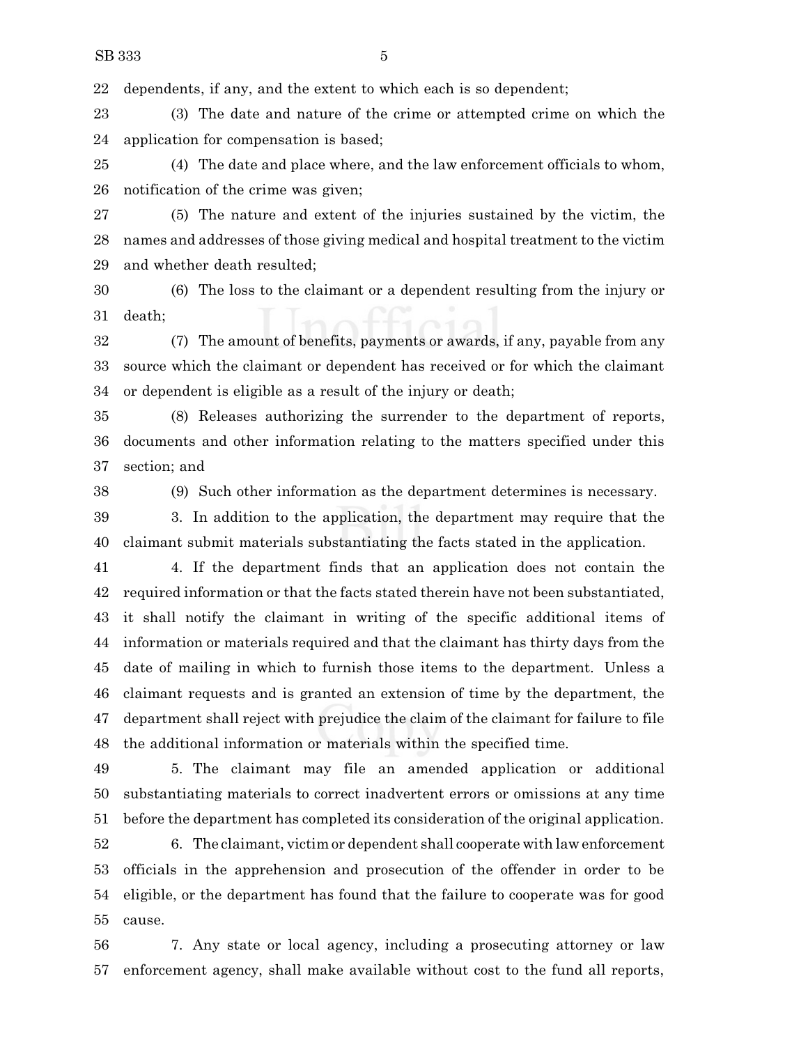dependents, if any, and the extent to which each is so dependent;

(3) The date and nature of the crime or attempted crime on which the application for compensation is based;

(4) The date and place where, and the law enforcement officials to whom, notification of the crime was given;

(5) The nature and extent of the injuries sustained by the victim, the names and addresses of those giving medical and hospital treatment to the victim and whether death resulted;

(6) The loss to the claimant or a dependent resulting from the injury or death;

(7) The amount of benefits, payments or awards, if any, payable from any source which the claimant or dependent has received or for which the claimant or dependent is eligible as a result of the injury or death;

(8) Releases authorizing the surrender to the department of reports, documents and other information relating to the matters specified under this section; and

(9) Such other information as the department determines is necessary.

3. In addition to the application, the department may require that the claimant submit materials substantiating the facts stated in the application.

4. If the department finds that an application does not contain the required information or that the facts stated therein have not been substantiated, it shall notify the claimant in writing of the specific additional items of information or materials required and that the claimant has thirty days from the date of mailing in which to furnish those items to the department. Unless a claimant requests and is granted an extension of time by the department, the department shall reject with prejudice the claim of the claimant for failure to file the additional information or materials within the specified time.

5. The claimant may file an amended application or additional substantiating materials to correct inadvertent errors or omissions at any time before the department has completed its consideration of the original application.

6. The claimant, victim or dependent shall cooperate with law enforcement officials in the apprehension and prosecution of the offender in order to be eligible, or the department has found that the failure to cooperate was for good cause.

7. Any state or local agency, including a prosecuting attorney or law enforcement agency, shall make available without cost to the fund all reports,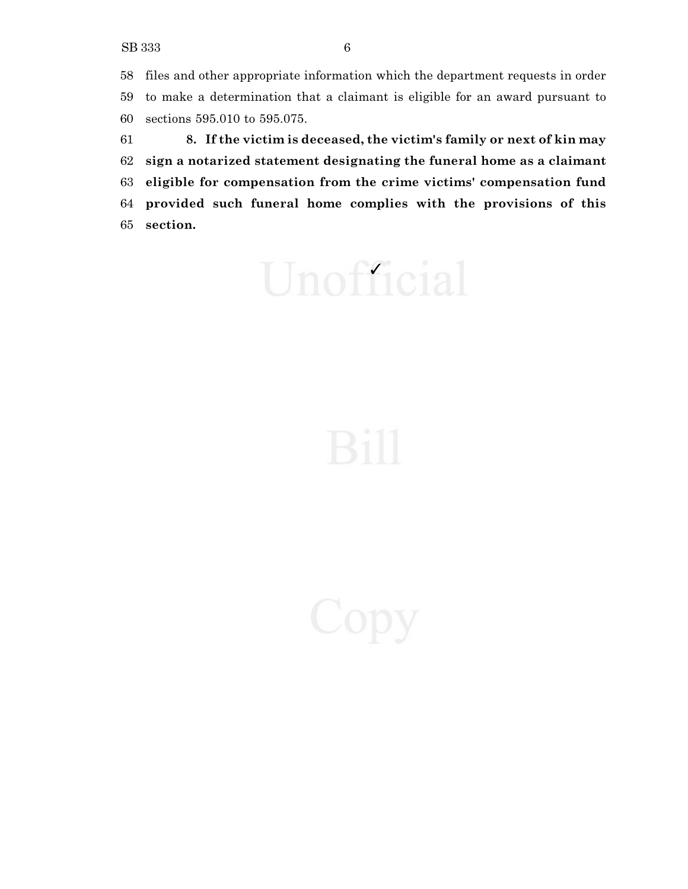files and other appropriate information which the department requests in order to make a determination that a claimant is eligible for an award pursuant to sections 595.010 to 595.075.

**8. If the victim is deceased, the victim's family or next of kin may sign a notarized statement designating the funeral home as a claimant eligible for compensation from the crime victims' compensation fund provided such funeral home complies with the provisions of this section.**

✓